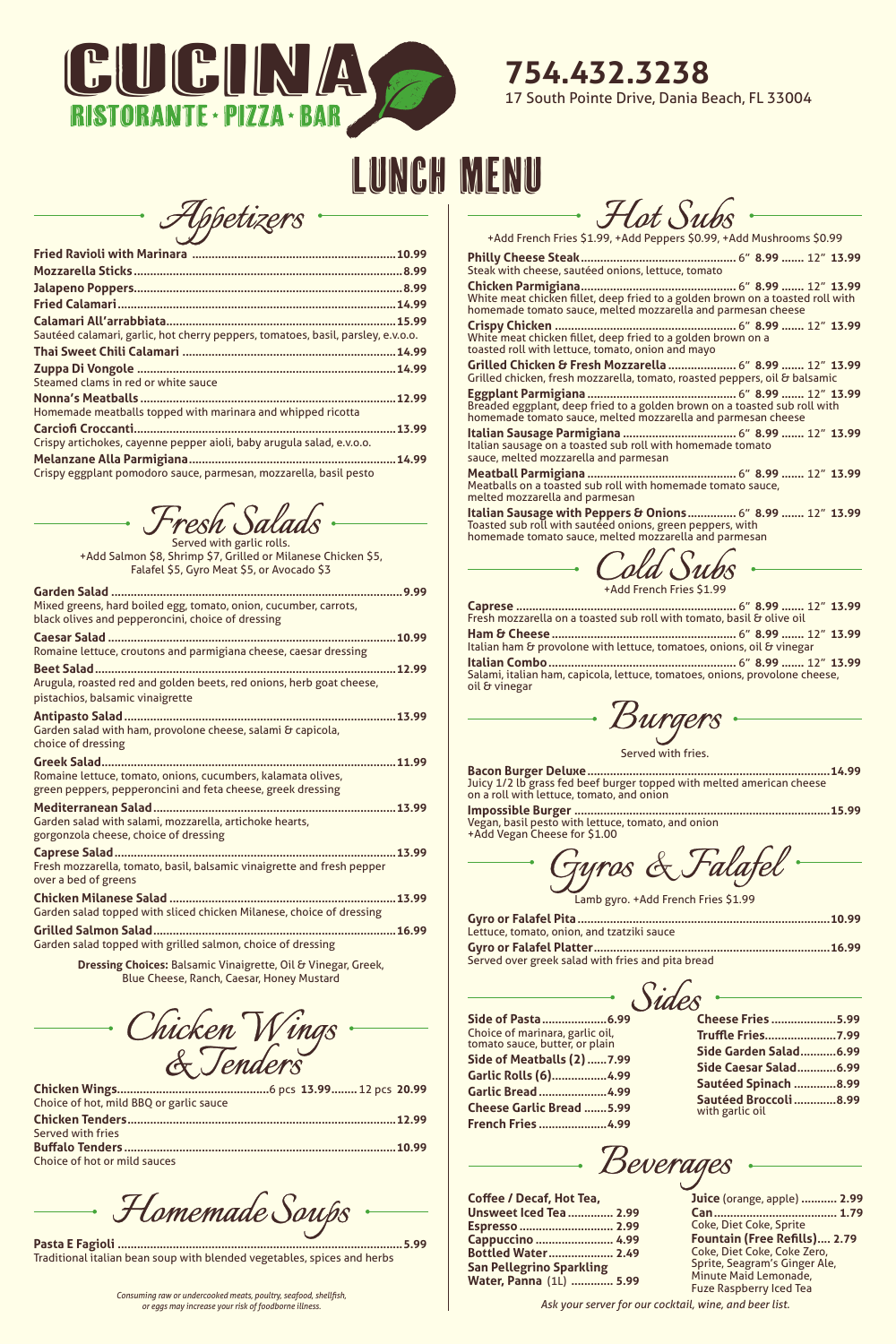# CUCINA

RISTORANTE · PIZZA · BAR

754.432.3238

17 South Pointe Drive, Dania Beach, FL 33004

# LUNCH MENU

## Appetizers

**Fried Ravioli with Marinara** ........ 10.99

**Mozzarella Sticks** ........ 8.99

**Jalapeno Poppers** ........ 8.99

**Fried Calamari** ........ 14.99

**Calamari All'arrabbiata** ........ 15.99
Sautéed calamari, garlic, hot cherry peppers, tomatoes, basil, parsley, e.v.o.o.

**Thai Sweet Chili Calamari** ........ 14.99

**Zuppa Di Vongole** ........ 14.99
Steamed clams in red or white sauce

**Nonna's Meatballs** ........ 12.99
Homemade meatballs topped with marinara and whipped ricotta

**Carciofi Croccanti** ........ 13.99
Crispy artichokes, cayenne pepper aioli, baby arugula salad, e.v.o.o.

**Melanzane Alla Parmigiana** ........ 14.99
Crispy eggplant pomodoro sauce, parmesan, mozzarella, basil pesto

## Fresh Salads

Served with garlic rolls.
+Add Salmon $8, Shrimp $7, Grilled or Milanese Chicken $5, Falafel $5, Gyro Meat $5, or Avocado $3

**Garden Salad** ........ 9.99
Mixed greens, hard boiled egg, tomato, onion, cucumber, carrots, black olives and pepperoncini, choice of dressing

**Caesar Salad** ........ 10.99
Romaine lettuce, croutons and parmigiana cheese, caesar dressing

**Beet Salad** ........ 12.99
Arugula, roasted red and golden beets, red onions, herb goat cheese, pistachios, balsamic vinaigrette

**Antipasto Salad** ........ 13.99
Garden salad with ham, provolone cheese, salami & capicola, choice of dressing

**Greek Salad** ........ 11.99
Romaine lettuce, tomato, onions, cucumbers, kalamata olives, green peppers, pepperoncini and feta cheese, greek dressing

**Mediterranean Salad** ........ 13.99
Garden salad with salami, mozzarella, artichoke hearts, gorgonzola cheese, choice of dressing

**Caprese Salad** ........ 13.99
Fresh mozzarella, tomato, basil, balsamic vinaigrette and fresh pepper over a bed of greens

**Chicken Milanese Salad** ........ 13.99
Garden salad topped with sliced chicken Milanese, choice of dressing

**Grilled Salmon Salad** ........ 16.99
Garden salad topped with grilled salmon, choice of dressing

**Dressing Choices:** Balsamic Vinaigrette, Oil & Vinegar, Greek, Blue Cheese, Ranch, Caesar, Honey Mustard

## Chicken Wings & Tenders

**Chicken Wings** ........ 6 pcs **13.99** ........ 12 pcs **20.99**
Choice of hot, mild BBQ or garlic sauce

**Chicken Tenders** ........ 12.99
Served with fries

**Buffalo Tenders** ........ 10.99
Choice of hot or mild sauces

## Homemade Soups

**Pasta E Fagioli** ........ 5.99
Traditional italian bean soup with blended vegetables, spices and herbs

*Consuming raw or undercooked meats, poultry, seafood, shellfish, or eggs may increase your risk of foodborne illness.*

## Hot Subs

+Add French Fries $1.99, +Add Peppers $0.99, +Add Mushrooms $0.99

**Philly Cheese Steak** ........ 6" **8.99** ........ 12" **13.99**
Steak with cheese, sautéed onions, lettuce, tomato

**Chicken Parmigiana** ........ 6" **8.99** ........ 12" **13.99**
White meat chicken fillet, deep fried to a golden brown on a toasted roll with homemade tomato sauce, melted mozzarella and parmesan cheese

**Crispy Chicken** ........ 6" **8.99** ........ 12" **13.99**
White meat chicken fillet, deep fried to a golden brown on a toasted roll with lettuce, tomato, onion and mayo

**Grilled Chicken & Fresh Mozzarella** ........ 6" **8.99** ........ 12" **13.99**
Grilled chicken, fresh mozzarella, tomato, roasted peppers, oil & balsamic

**Eggplant Parmigiana** ........ 6" **8.99** ........ 12" **13.99**
Breaded eggplant, deep fried to a golden brown on a toasted sub roll with homemade tomato sauce, melted mozzarella and parmesan cheese

**Italian Sausage Parmigiana** ........ 6" **8.99** ........ 12" **13.99**
Italian sausage on a toasted sub roll with homemade tomato sauce, melted mozzarella and parmesan

**Meatball Parmigiana** ........ 6" **8.99** ........ 12" **13.99**
Meatballs on a toasted sub roll with homemade tomato sauce, melted mozzarella and parmesan

**Italian Sausage with Peppers & Onions** ........ 6" **8.99** ........ 12" **13.99**
Toasted sub roll with sautéed onions, green peppers, with homemade tomato sauce, melted mozzarella and parmesan

## Cold Subs

+Add French Fries $1.99

**Caprese** ........ 6" **8.99** ........ 12" **13.99**
Fresh mozzarella on a toasted sub roll with tomato, basil & olive oil

**Ham & Cheese** ........ 6" **8.99** ........ 12" **13.99**
Italian ham & provolone with lettuce, tomatoes, onions, oil & vinegar

**Italian Combo** ........ 6" **8.99** ........ 12" **13.99**
Salami, italian ham, capicola, lettuce, tomatoes, onions, provolone cheese, oil & vinegar

## Burgers

Served with fries.

**Bacon Burger Deluxe** ........ 14.99
Juicy 1/2 lb grass fed beef burger topped with melted american cheese on a roll with lettuce, tomato, and onion

**Impossible Burger** ........ 15.99
Vegan, basil pesto with lettuce, tomato, and onion
+Add Vegan Cheese for $1.00

## Gyros & Falafel

Lamb gyro. +Add French Fries $1.99

**Gyro or Falafel Pita** ........ 10.99
Lettuce, tomato, onion, and tzatziki sauce

**Gyro or Falafel Platter** ........ 16.99
Served over greek salad with fries and pita bread

## Sides

**Side of Pasta** ........ 6.99
Choice of marinara, garlic oil, tomato sauce, butter, or plain

**Side of Meatballs (2)** ........ 7.99

**Garlic Rolls (6)** ........ 4.99

**Garlic Bread** ........ 4.99

**Cheese Garlic Bread** ........ 5.99

**French Fries** ........ 4.99

**Cheese Fries** ........ 5.99

**Truffle Fries** ........ 7.99

**Side Garden Salad** ........ 6.99

**Side Caesar Salad** ........ 6.99

**Sautéed Spinach** ........ 8.99

**Sautéed Broccoli** ........ 8.99
with garlic oil

## Beverages

**Coffee / Decaf, Hot Tea, Unsweet Iced Tea** ........ 2.99

**Espresso** ........ 2.99

**Cappuccino** ........ 4.99

**Bottled Water** ........ 2.49

**San Pellegrino Sparkling Water, Panna** (1L) ........ 5.99

**Juice** (orange, apple) ........ 2.99

**Can** ........ 1.79
Coke, Diet Coke, Sprite

**Fountain (Free Refills)** ........ 2.79
Coke, Diet Coke, Coke Zero, Sprite, Seagram's Ginger Ale, Minute Maid Lemonade, Fuze Raspberry Iced Tea

*Ask your server for our cocktail, wine, and beer list.*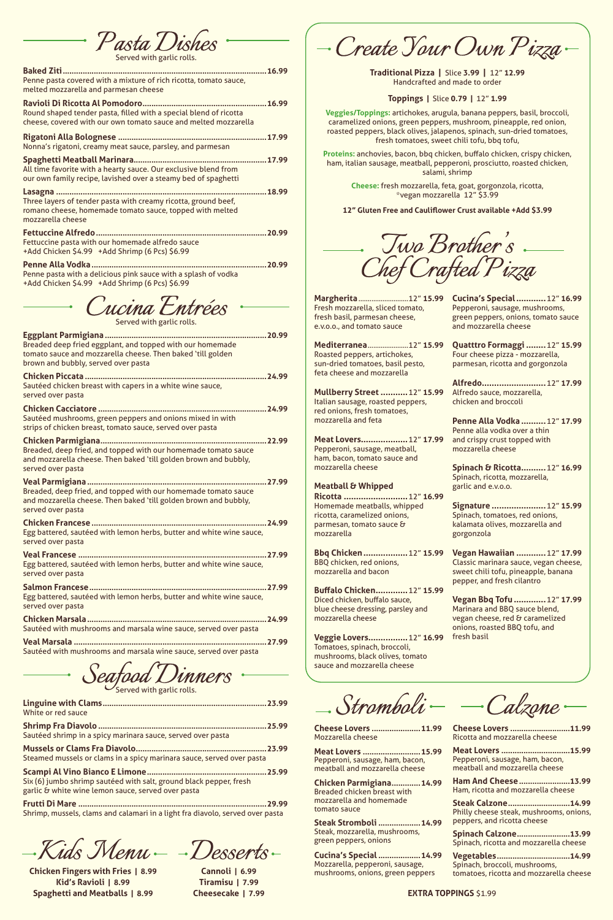## Pasta Dishes

Served with garlic rolls.

**Baked Ziti** ............ **16.99**
Penne pasta covered with a mixture of rich ricotta, tomato sauce, melted mozzarella and parmesan cheese

**Ravioli Di Ricotta Al Pomodoro** ............ **16.99**
Round shaped tender pasta, filled with a special blend of ricotta cheese, covered with our own tomato sauce and melted mozzarella

**Rigatoni Alla Bolognese** ............ **17.99**
Nonna's rigatoni, creamy meat sauce, parsley, and parmesan

**Spaghetti Meatball Marinara** ............ **17.99**
All time favorite with a hearty sauce. Our exclusive blend from our own family recipe, lavished over a steamy bed of spaghetti

**Lasagna** ............ **18.99**
Three layers of tender pasta with creamy ricotta, ground beef, romano cheese, homemade tomato sauce, topped with melted mozzarella cheese

**Fettuccine Alfredo** ............ **20.99**
Fettuccine pasta with our homemade alfredo sauce
+Add Chicken $4.99 +Add Shrimp (6 Pcs) $6.99

**Penne Alla Vodka** ............ **20.99**
Penne pasta with a delicious pink sauce with a splash of vodka
+Add Chicken $4.99 +Add Shrimp (6 Pcs) $6.99

## Cucina Entrées

Served with garlic rolls.

**Eggplant Parmigiana** ............ **20.99**
Breaded deep fried eggplant, and topped with our homemade tomato sauce and mozzarella cheese. Then baked 'till golden brown and bubbly, served over pasta

**Chicken Piccata** ............ **24.99**
Sautéed chicken breast with capers in a white wine sauce, served over pasta

**Chicken Cacciatore** ............ **24.99**
Sautéed mushrooms, green peppers and onions mixed in with strips of chicken breast, tomato sauce, served over pasta

**Chicken Parmigiana** ............ **22.99**
Breaded, deep fried, and topped with our homemade tomato sauce and mozzarella cheese. Then baked 'till golden brown and bubbly, served over pasta

**Veal Parmigiana** ............ **27.99**
Breaded, deep fried, and topped with our homemade tomato sauce and mozzarella cheese. Then baked 'till golden brown and bubbly, served over pasta

**Chicken Francese** ............ **24.99**
Egg battered, sautéed with lemon herbs, butter and white wine sauce, served over pasta

**Veal Francese** ............ **27.99**
Egg battered, sautéed with lemon herbs, butter and white wine sauce, served over pasta

**Salmon Francese** ............ **27.99**
Egg battered, sautéed with lemon herbs, butter and white wine sauce, served over pasta

**Chicken Marsala** ............ **24.99**
Sautéed with mushrooms and marsala wine sauce, served over pasta

**Veal Marsala** ............ **27.99**
Sautéed with mushrooms and marsala wine sauce, served over pasta

## Seafood Dinners

Served with garlic rolls.

**Linguine with Clams** ............ **23.99**
White or red sauce

**Shrimp Fra Diavolo** ............ **25.99**
Sautéed shrimp in a spicy marinara sauce, served over pasta

**Mussels or Clams Fra Diavolo** ............ **23.99**
Steamed mussels or clams in a spicy marinara sauce, served over pasta

**Scampi Al Vino Bianco E Limone** ............ **25.99**
Six (6) jumbo shrimp sautéed with salt, ground black pepper, fresh garlic & white wine lemon sauce, served over pasta

**Frutti Di Mare** ............ **29.99**
Shrimp, mussels, clams and calamari in a light fra diavolo, served over pasta

## Kids Menu

**Chicken Fingers with Fries | 8.99**
**Kid's Ravioli | 8.99**
**Spaghetti and Meatballs | 8.99**

## Desserts

**Cannoli | 6.99**
**Tiramisu | 7.99**
**Cheesecake | 7.99**

## Create Your Own Pizza

**Traditional Pizza |** Slice **3.99 |** 12" **12.99**
Handcrafted and made to order

**Toppings |** Slice **0.79 |** 12" **1.99**

**Veggies/Toppings:** artichokes, arugula, banana peppers, basil, broccoli, caramelized onions, green peppers, mushroom, pineapple, red onion, roasted peppers, black olives, jalapenos, spinach, sun-dried tomatoes, fresh tomatoes, sweet chili tofu, bbq tofu,

**Proteins:** anchovies, bacon, bbq chicken, buffalo chicken, crispy chicken, ham, italian sausage, meatball, pepperoni, prosciutto, roasted chicken, salami, shrimp

**Cheese:** fresh mozzarella, feta, goat, gorgonzola, ricotta, *vegan mozzarella 12" $3.99

**12" Gluten Free and Cauliflower Crust available +Add $3.99**

## Two Brother's Chef Crafted Pizza

**Margherita** ............ 12" **15.99**
Fresh mozzarella, sliced tomato, fresh basil, parmesan cheese, e.v.o.o., and tomato sauce

**Mediterranea** ............ 12" **15.99**
Roasted peppers, artichokes, sun-dried tomatoes, basil pesto, feta cheese and mozzarella

**Mullberry Street** ............ 12" **15.99**
Italian sausage, roasted peppers, red onions, fresh tomatoes, mozzarella and feta

**Meat Lovers** ............ 12" **17.99**
Pepperoni, sausage, meatball, ham, bacon, tomato sauce and mozzarella cheese

**Meatball & Whipped Ricotta** ............ 12" **16.99**
Homemade meatballs, whipped ricotta, caramelized onions, parmesan, tomato sauce & mozzarella

**Bbq Chicken** ............ 12" **15.99**
BBQ chicken, red onions, mozzarella and bacon

**Buffalo Chicken** ............ 12" **15.99**
Diced chicken, buffalo sauce, blue cheese dressing, parsley and mozzarella cheese

**Veggie Lovers** ............ 12" **16.99**
Tomatoes, spinach, broccoli, mushrooms, black olives, tomato sauce and mozzarella cheese

**Cucina's Special** ............ 12" **16.99**
Pepperoni, sausage, mushrooms, green peppers, onions, tomato sauce and mozzarella cheese

**Quatttro Formaggi** ............ 12" **15.99**
Four cheese pizza - mozzarella, parmesan, ricotta and gorgonzola

**Alfredo** ............ 12" **17.99**
Alfredo sauce, mozzarella, chicken and broccoli

**Penne Alla Vodka** ............ 12" **17.99**
Penne alla vodka over a thin and crispy crust topped with mozzarella cheese

**Spinach & Ricotta** ............ 12" **16.99**
Spinach, ricotta, mozzarella, garlic and e.v.o.o.

**Signature** ............ 12" **15.99**
Spinach, tomatoes, red onions, kalamata olives, mozzarella and gorgonzola

**Vegan Hawaiian** ............ 12" **17.99**
Classic marinara sauce, vegan cheese, sweet chili tofu, pineapple, banana pepper, and fresh cilantro

**Vegan Bbq Tofu** ............ 12" **17.99**
Marinara and BBQ sauce blend, vegan cheese, red & caramelized onions, roasted BBQ tofu, and fresh basil

## Stromboli

**Cheese Lovers** ............ **11.99**
Mozzarella cheese

**Meat Lovers** ............ **15.99**
Pepperoni, sausage, ham, bacon, meatball and mozzarella cheese

**Chicken Parmigiana** ............ **14.99**
Breaded chicken breast with mozzarella and homemade tomato sauce

**Steak Stromboli** ............ **14.99**
Steak, mozzarella, mushrooms, green peppers, onions

**Cucina's Special** ............ **14.99**
Mozzarella, pepperoni, sausage, mushrooms, onions, green peppers

## Calzone

**Cheese Lovers** ............ **11.99**
Ricotta and mozzarella cheese

**Meat Lovers** ............ **15.99**
Pepperoni, sausage, ham, bacon, meatball and mozzarella cheese

**Ham And Cheese** ............ **13.99**
Ham, ricotta and mozzarella cheese

**Steak Calzone** ............ **14.99**
Philly cheese steak, mushrooms, onions, peppers, and ricotta cheese

**Spinach Calzone** ............ **13.99**
Spinach, ricotta and mozzarella cheese

**Vegetables** ............ **14.99**
Spinach, broccoli, mushrooms, tomatoes, ricotta and mozzarella cheese

**EXTRA TOPPINGS** $1.99